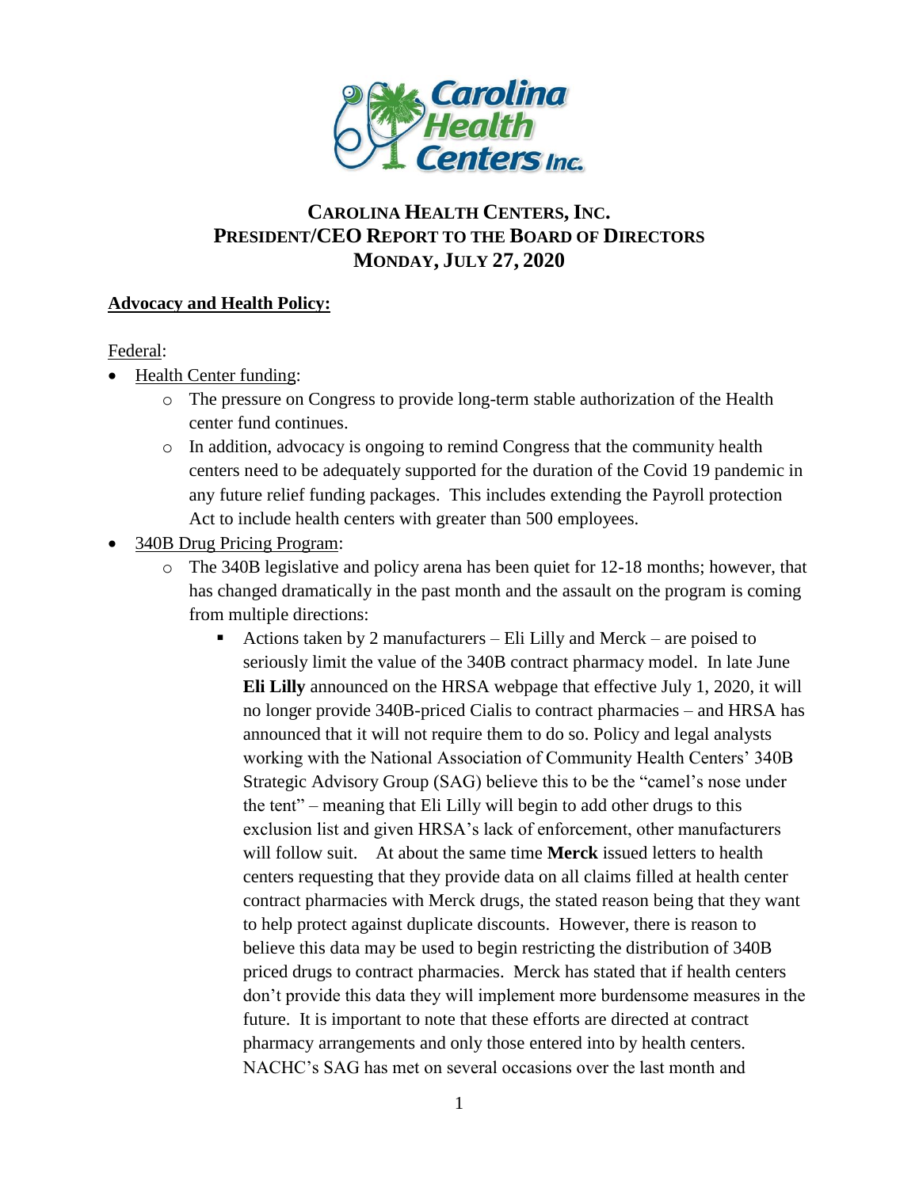**CAROLINA HEALTH CENTERS, INC.**
**PRESIDENT/CEO REPORT TO THE BOARD OF DIRECTORS**
**MONDAY, JULY 27, 2020**

**Advocacy and Health Policy:**

Federal:

- Health Center funding:
  - The pressure on Congress to provide long-term stable authorization of the Health center fund continues.
  - In addition, advocacy is ongoing to remind Congress that the community health centers need to be adequately supported for the duration of the Covid 19 pandemic in any future relief funding packages. This includes extending the Payroll protection Act to include health centers with greater than 500 employees.
- 340B Drug Pricing Program:
  - The 340B legislative and policy arena has been quiet for 12-18 months; however, that has changed dramatically in the past month and the assault on the program is coming from multiple directions:
    - Actions taken by 2 manufacturers – Eli Lilly and Merck – are poised to seriously limit the value of the 340B contract pharmacy model. In late June **Eli Lilly** announced on the HRSA webpage that effective July 1, 2020, it will no longer provide 340B-priced Cialis to contract pharmacies – and HRSA has announced that it will not require them to do so. Policy and legal analysts working with the National Association of Community Health Centers' 340B Strategic Advisory Group (SAG) believe this to be the "camel's nose under the tent" – meaning that Eli Lilly will begin to add other drugs to this exclusion list and given HRSA's lack of enforcement, other manufacturers will follow suit. At about the same time **Merck** issued letters to health centers requesting that they provide data on all claims filled at health center contract pharmacies with Merck drugs, the stated reason being that they want to help protect against duplicate discounts. However, there is reason to believe this data may be used to begin restricting the distribution of 340B priced drugs to contract pharmacies. Merck has stated that if health centers don't provide this data they will implement more burdensome measures in the future. It is important to note that these efforts are directed at contract pharmacy arrangements and only those entered into by health centers. NACHC's SAG has met on several occasions over the last month and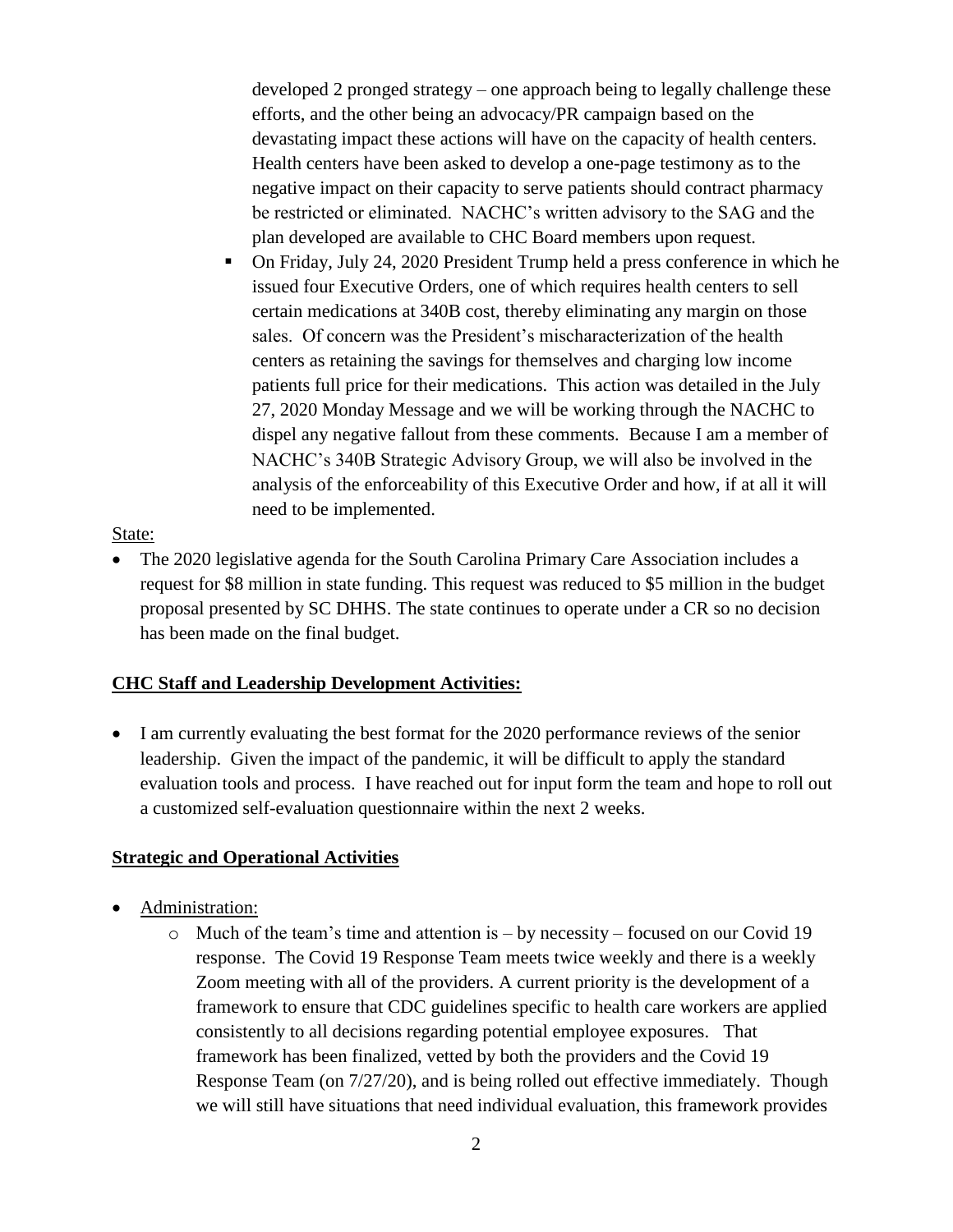developed 2 pronged strategy – one approach being to legally challenge these efforts, and the other being an advocacy/PR campaign based on the devastating impact these actions will have on the capacity of health centers. Health centers have been asked to develop a one-page testimony as to the negative impact on their capacity to serve patients should contract pharmacy be restricted or eliminated. NACHC's written advisory to the SAG and the plan developed are available to CHC Board members upon request.

- On Friday, July 24, 2020 President Trump held a press conference in which he issued four Executive Orders, one of which requires health centers to sell certain medications at 340B cost, thereby eliminating any margin on those sales. Of concern was the President's mischaracterization of the health centers as retaining the savings for themselves and charging low income patients full price for their medications. This action was detailed in the July 27, 2020 Monday Message and we will be working through the NACHC to dispel any negative fallout from these comments. Because I am a member of NACHC's 340B Strategic Advisory Group, we will also be involved in the analysis of the enforceability of this Executive Order and how, if at all it will need to be implemented.

State:

- The 2020 legislative agenda for the South Carolina Primary Care Association includes a request for $8 million in state funding. This request was reduced to $5 million in the budget proposal presented by SC DHHS. The state continues to operate under a CR so no decision has been made on the final budget.

**CHC Staff and Leadership Development Activities:**

- I am currently evaluating the best format for the 2020 performance reviews of the senior leadership. Given the impact of the pandemic, it will be difficult to apply the standard evaluation tools and process. I have reached out for input form the team and hope to roll out a customized self-evaluation questionnaire within the next 2 weeks.

**Strategic and Operational Activities**

- Administration:
  - Much of the team's time and attention is – by necessity – focused on our Covid 19 response. The Covid 19 Response Team meets twice weekly and there is a weekly Zoom meeting with all of the providers. A current priority is the development of a framework to ensure that CDC guidelines specific to health care workers are applied consistently to all decisions regarding potential employee exposures. That framework has been finalized, vetted by both the providers and the Covid 19 Response Team (on 7/27/20), and is being rolled out effective immediately. Though we will still have situations that need individual evaluation, this framework provides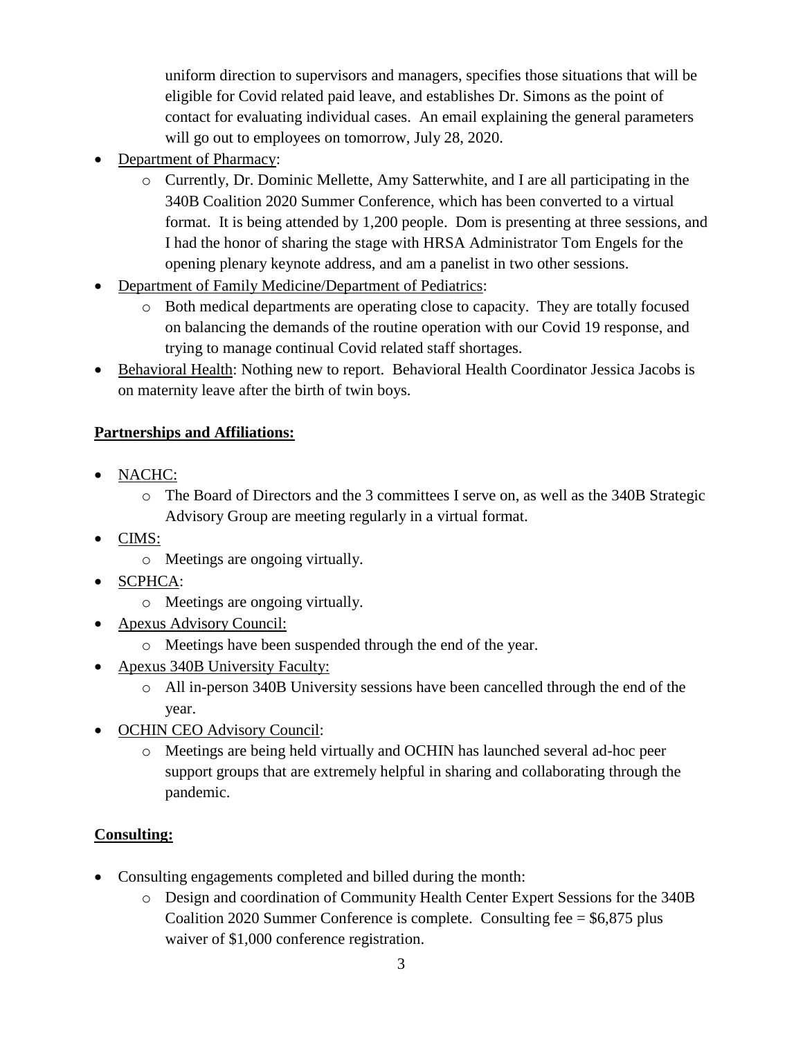uniform direction to supervisors and managers, specifies those situations that will be eligible for Covid related paid leave, and establishes Dr. Simons as the point of contact for evaluating individual cases. An email explaining the general parameters will go out to employees on tomorrow, July 28, 2020.

- Department of Pharmacy:
  - Currently, Dr. Dominic Mellette, Amy Satterwhite, and I are all participating in the 340B Coalition 2020 Summer Conference, which has been converted to a virtual format. It is being attended by 1,200 people. Dom is presenting at three sessions, and I had the honor of sharing the stage with HRSA Administrator Tom Engels for the opening plenary keynote address, and am a panelist in two other sessions.
- Department of Family Medicine/Department of Pediatrics:
  - Both medical departments are operating close to capacity. They are totally focused on balancing the demands of the routine operation with our Covid 19 response, and trying to manage continual Covid related staff shortages.
- Behavioral Health: Nothing new to report. Behavioral Health Coordinator Jessica Jacobs is on maternity leave after the birth of twin boys.

**Partnerships and Affiliations:**

- NACHC:
  - The Board of Directors and the 3 committees I serve on, as well as the 340B Strategic Advisory Group are meeting regularly in a virtual format.
- CIMS:
  - Meetings are ongoing virtually.
- SCPHCA:
  - Meetings are ongoing virtually.
- Apexus Advisory Council:
  - Meetings have been suspended through the end of the year.
- Apexus 340B University Faculty:
  - All in-person 340B University sessions have been cancelled through the end of the year.
- OCHIN CEO Advisory Council:
  - Meetings are being held virtually and OCHIN has launched several ad-hoc peer support groups that are extremely helpful in sharing and collaborating through the pandemic.

**Consulting:**

- Consulting engagements completed and billed during the month:
  - Design and coordination of Community Health Center Expert Sessions for the 340B Coalition 2020 Summer Conference is complete. Consulting fee = $6,875 plus waiver of $1,000 conference registration.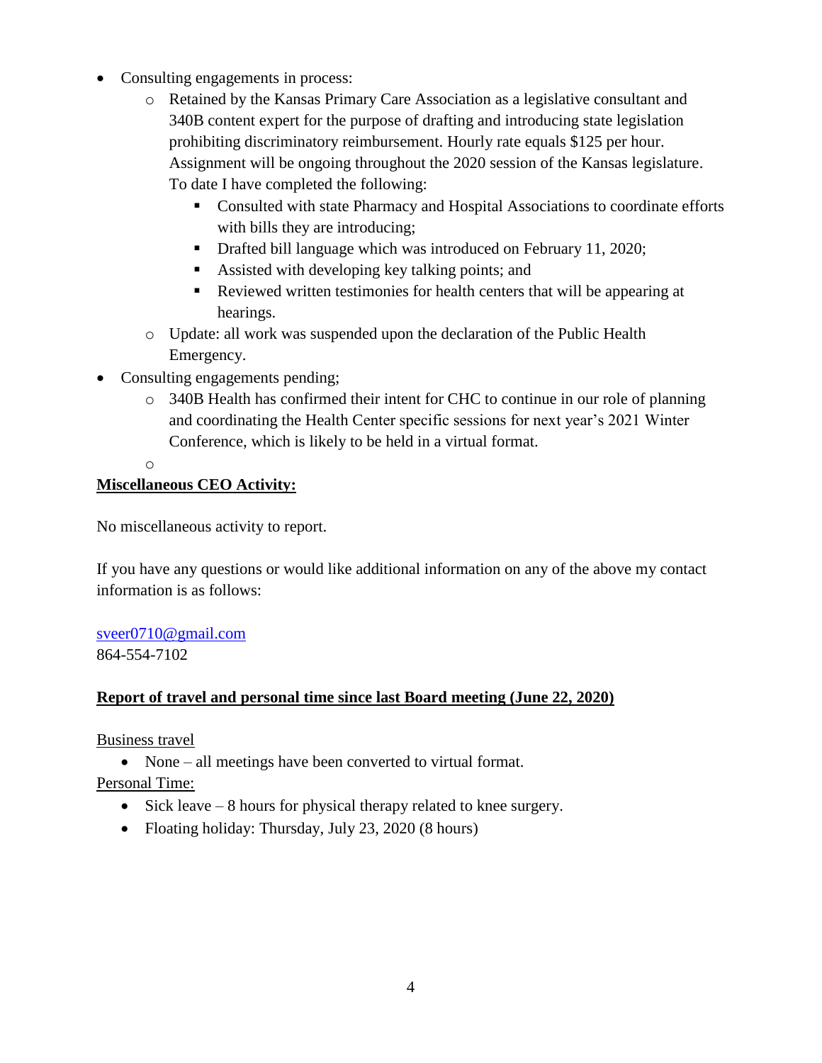- Consulting engagements in process:
  - Retained by the Kansas Primary Care Association as a legislative consultant and 340B content expert for the purpose of drafting and introducing state legislation prohibiting discriminatory reimbursement. Hourly rate equals $125 per hour. Assignment will be ongoing throughout the 2020 session of the Kansas legislature. To date I have completed the following:
    - Consulted with state Pharmacy and Hospital Associations to coordinate efforts with bills they are introducing;
    - Drafted bill language which was introduced on February 11, 2020;
    - Assisted with developing key talking points; and
    - Reviewed written testimonies for health centers that will be appearing at hearings.
  - Update: all work was suspended upon the declaration of the Public Health Emergency.
- Consulting engagements pending;
  - 340B Health has confirmed their intent for CHC to continue in our role of planning and coordinating the Health Center specific sessions for next year's 2021 Winter Conference, which is likely to be held in a virtual format.
  -

**<u>Miscellaneous CEO Activity:</u>**

No miscellaneous activity to report.

If you have any questions or would like additional information on any of the above my contact information is as follows:

sveer0710@gmail.com
864-554-7102

**<u>Report of travel and personal time since last Board meeting (June 22, 2020)</u>**

<u>Business travel</u>

- None – all meetings have been converted to virtual format.

<u>Personal Time:</u>

- Sick leave – 8 hours for physical therapy related to knee surgery.
- Floating holiday: Thursday, July 23, 2020 (8 hours)